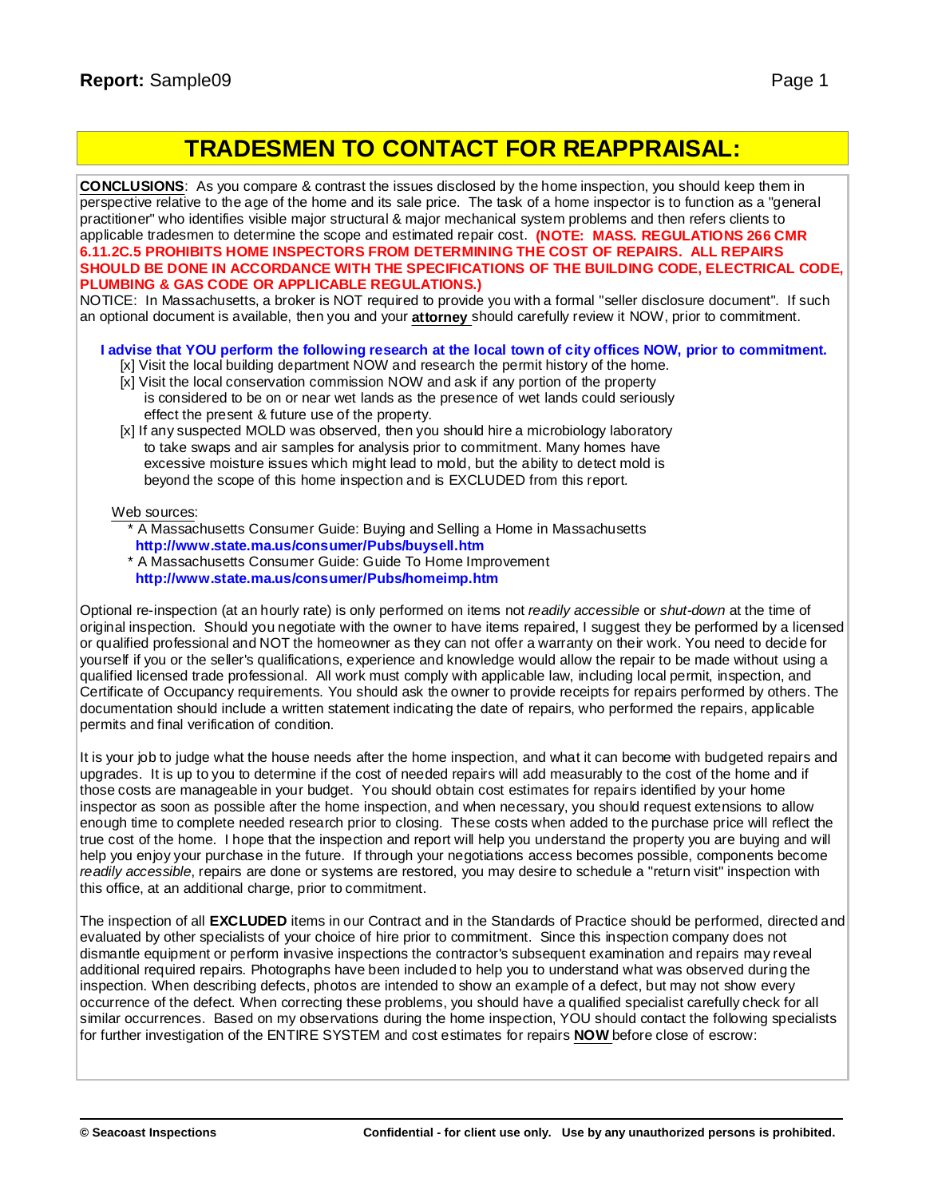# TRADESMEN TO CONTACT FOR REAPPRAISAL:

**CONCLUSIONS**: As you compare & contrast the issues disclosed by the home inspection, you should keep them in perspective relative to the age of the home and its sale price. The task of a home inspector is to function as a "general practitioner" who identifies visible major structural & major mechanical system problems and then refers clients to applicable tradesmen to determine the scope and estimated repair cost. **(NOTE: MASS. REGULATIONS 266 CMR 6.11.2C.5 PROHIBITS HOME INSPECTORS FROM DETERMINING THE COST OF REPAIRS. ALL REPAIRS SHOULD BE DONE IN ACCORDANCE WITH THE SPECIFICATIONS OF THE BUILDING CODE, ELECTRICAL CODE, PLUMBING & GAS CODE OR APPLICABLE REGULATIONS.)**
NOTICE: In Massachusetts, a broker is NOT required to provide you with a formal "seller disclosure document". If such an optional document is available, then you and your **attorney** should carefully review it NOW, prior to commitment.

**I advise that YOU perform the following research at the local town of city offices NOW, prior to commitment.**

- [x] Visit the local building department NOW and research the permit history of the home.
- [x] Visit the local conservation commission NOW and ask if any portion of the property is considered to be on or near wet lands as the presence of wet lands could seriously effect the present & future use of the property.
- [x] If any suspected MOLD was observed, then you should hire a microbiology laboratory to take swaps and air samples for analysis prior to commitment. Many homes have excessive moisture issues which might lead to mold, but the ability to detect mold is beyond the scope of this home inspection and is EXCLUDED from this report.

Web sources:

- * A Massachusetts Consumer Guide: Buying and Selling a Home in Massachusetts
  **http://www.state.ma.us/consumer/Pubs/buysell.htm**
- * A Massachusetts Consumer Guide: Guide To Home Improvement
  **http://www.state.ma.us/consumer/Pubs/homeimp.htm**

Optional re-inspection (at an hourly rate) is only performed on items not *readily accessible* or *shut-down* at the time of original inspection. Should you negotiate with the owner to have items repaired, I suggest they be performed by a licensed or qualified professional and NOT the homeowner as they can not offer a warranty on their work. You need to decide for yourself if you or the seller's qualifications, experience and knowledge would allow the repair to be made without using a qualified licensed trade professional. All work must comply with applicable law, including local permit, inspection, and Certificate of Occupancy requirements. You should ask the owner to provide receipts for repairs performed by others. The documentation should include a written statement indicating the date of repairs, who performed the repairs, applicable permits and final verification of condition.

It is your job to judge what the house needs after the home inspection, and what it can become with budgeted repairs and upgrades. It is up to you to determine if the cost of needed repairs will add measurably to the cost of the home and if those costs are manageable in your budget. You should obtain cost estimates for repairs identified by your home inspector as soon as possible after the home inspection, and when necessary, you should request extensions to allow enough time to complete needed research prior to closing. These costs when added to the purchase price will reflect the true cost of the home. I hope that the inspection and report will help you understand the property you are buying and will help you enjoy your purchase in the future. If through your negotiations access becomes possible, components become *readily accessible*, repairs are done or systems are restored, you may desire to schedule a "return visit" inspection with this office, at an additional charge, prior to commitment.

The inspection of all **EXCLUDED** items in our Contract and in the Standards of Practice should be performed, directed and evaluated by other specialists of your choice of hire prior to commitment. Since this inspection company does not dismantle equipment or perform invasive inspections the contractor's subsequent examination and repairs may reveal additional required repairs. Photographs have been included to help you to understand what was observed during the inspection. When describing defects, photos are intended to show an example of a defect, but may not show every occurrence of the defect. When correcting these problems, you should have a qualified specialist carefully check for all similar occurrences. Based on my observations during the home inspection, YOU should contact the following specialists for further investigation of the ENTIRE SYSTEM and cost estimates for repairs **NOW** before close of escrow: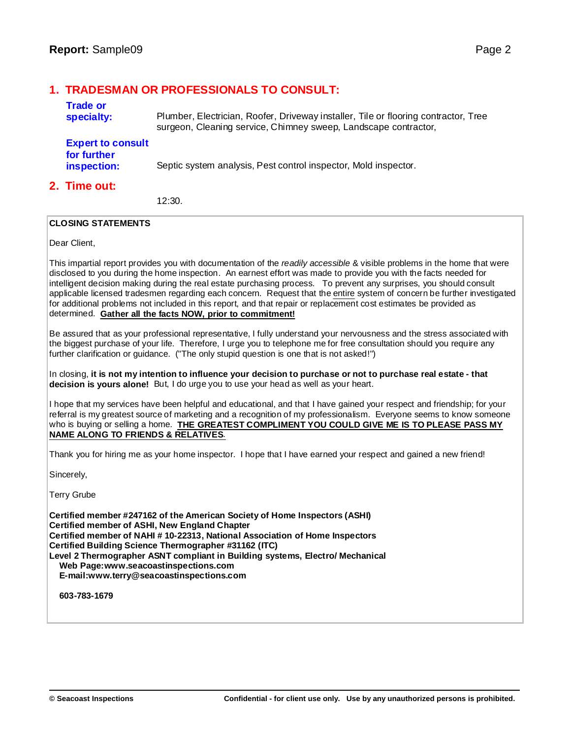## 1. TRADESMAN OR PROFESSIONALS TO CONSULT:

**Trade or specialty:** Plumber, Electrician, Roofer, Driveway installer, Tile or flooring contractor, Tree surgeon, Cleaning service, Chimney sweep, Landscape contractor,

**Expert to consult for further inspection:** Septic system analysis, Pest control inspector, Mold inspector.

## 2. Time out:

12:30.

**CLOSING STATEMENTS**

Dear Client,

This impartial report provides you with documentation of the *readily accessible* & visible problems in the home that were disclosed to you during the home inspection. An earnest effort was made to provide you with the facts needed for intelligent decision making during the real estate purchasing process. To prevent any surprises, you should consult applicable licensed tradesmen regarding each concern. Request that the entire system of concern be further investigated for additional problems not included in this report, and that repair or replacement cost estimates be provided as determined. **Gather all the facts NOW, prior to commitment!**

Be assured that as your professional representative, I fully understand your nervousness and the stress associated with the biggest purchase of your life. Therefore, I urge you to telephone me for free consultation should you require any further clarification or guidance. ("The only stupid question is one that is not asked!")

In closing, **it is not my intention to influence your decision to purchase or not to purchase real estate - that decision is yours alone!** But, I do urge you to use your head as well as your heart.

I hope that my services have been helpful and educational, and that I have gained your respect and friendship; for your referral is my greatest source of marketing and a recognition of my professionalism. Everyone seems to know someone who is buying or selling a home. **THE GREATEST COMPLIMENT YOU COULD GIVE ME IS TO PLEASE PASS MY NAME ALONG TO FRIENDS & RELATIVES**.

Thank you for hiring me as your home inspector. I hope that I have earned your respect and gained a new friend!

Sincerely,

Terry Grube

**Certified member #247162 of the American Society of Home Inspectors (ASHI)**
**Certified member of ASHI, New England Chapter**
**Certified member of NAHI # 10-22313, National Association of Home Inspectors**
**Certified Building Science Thermographer #31162 (ITC)**
**Level 2 Thermographer ASNT compliant in Building systems, Electro/ Mechanical**
**Web Page:www.seacoastinspections.com**
**E-mail:www.terry@seacoastinspections.com**

**603-783-1679**

**© Seacoast Inspections** **Confidential - for client use only. Use by any unauthorized persons is prohibited.**